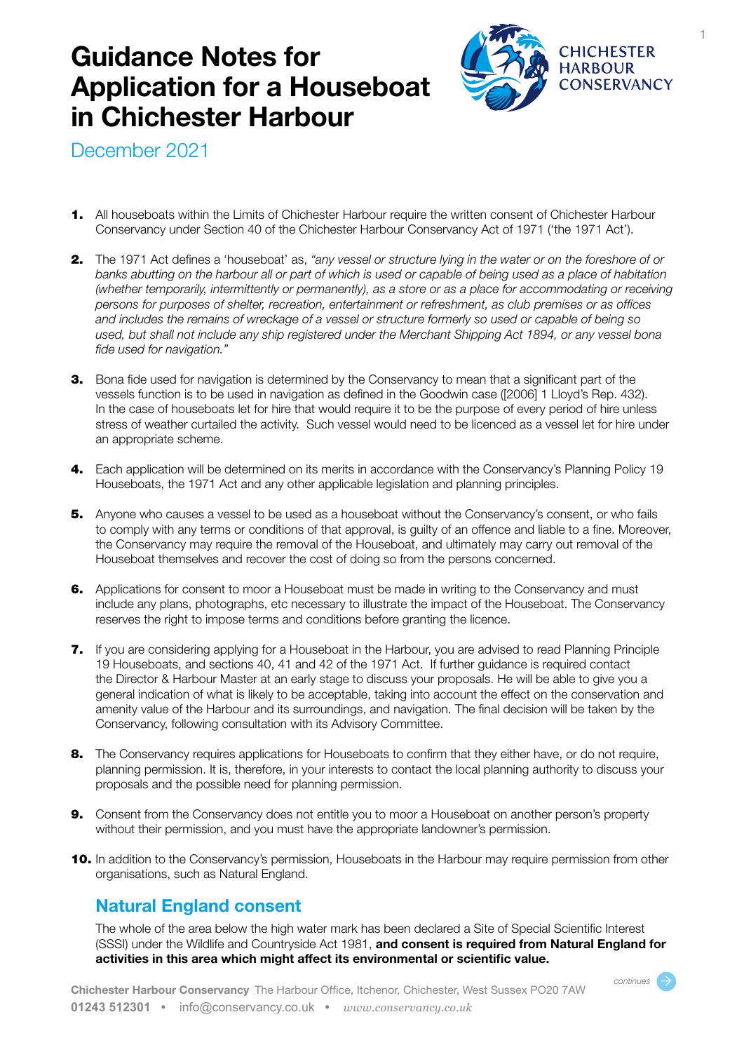# Guidance Notes for Application for a Houseboat in Chichester Harbour

December 2021

1. All houseboats within the Limits of Chichester Harbour require the written consent of Chichester Harbour Conservancy under Section 40 of the Chichester Harbour Conservancy Act of 1971 ('the 1971 Act').

2. The 1971 Act defines a 'houseboat' as, *"any vessel or structure lying in the water or on the foreshore of or banks abutting on the harbour all or part of which is used or capable of being used as a place of habitation (whether temporarily, intermittently or permanently), as a store or as a place for accommodating or receiving persons for purposes of shelter, recreation, entertainment or refreshment, as club premises or as offices and includes the remains of wreckage of a vessel or structure formerly so used or capable of being so used, but shall not include any ship registered under the Merchant Shipping Act 1894, or any vessel bona fide used for navigation."*

3. Bona fide used for navigation is determined by the Conservancy to mean that a significant part of the vessels function is to be used in navigation as defined in the Goodwin case ([2006] 1 Lloyd's Rep. 432). In the case of houseboats let for hire that would require it to be the purpose of every period of hire unless stress of weather curtailed the activity. Such vessel would need to be licenced as a vessel let for hire under an appropriate scheme.

4. Each application will be determined on its merits in accordance with the Conservancy's Planning Policy 19 Houseboats, the 1971 Act and any other applicable legislation and planning principles.

5. Anyone who causes a vessel to be used as a houseboat without the Conservancy's consent, or who fails to comply with any terms or conditions of that approval, is guilty of an offence and liable to a fine. Moreover, the Conservancy may require the removal of the Houseboat, and ultimately may carry out removal of the Houseboat themselves and recover the cost of doing so from the persons concerned.

6. Applications for consent to moor a Houseboat must be made in writing to the Conservancy and must include any plans, photographs, etc necessary to illustrate the impact of the Houseboat. The Conservancy reserves the right to impose terms and conditions before granting the licence.

7. If you are considering applying for a Houseboat in the Harbour, you are advised to read Planning Principle 19 Houseboats, and sections 40, 41 and 42 of the 1971 Act. If further guidance is required contact the Director & Harbour Master at an early stage to discuss your proposals. He will be able to give you a general indication of what is likely to be acceptable, taking into account the effect on the conservation and amenity value of the Harbour and its surroundings, and navigation. The final decision will be taken by the Conservancy, following consultation with its Advisory Committee.

8. The Conservancy requires applications for Houseboats to confirm that they either have, or do not require, planning permission. It is, therefore, in your interests to contact the local planning authority to discuss your proposals and the possible need for planning permission.

9. Consent from the Conservancy does not entitle you to moor a Houseboat on another person's property without their permission, and you must have the appropriate landowner's permission.

10. In addition to the Conservancy's permission, Houseboats in the Harbour may require permission from other organisations, such as Natural England.

## Natural England consent

The whole of the area below the high water mark has been declared a Site of Special Scientific Interest (SSSI) under the Wildlife and Countryside Act 1981, **and consent is required from Natural England for activities in this area which might affect its environmental or scientific value.**

**Chichester Harbour Conservancy** The Harbour Office, Itchenor, Chichester, West Sussex PO20 7AW
**01243 512301** • info@conservancy.co.uk • *www.conservancy.co.uk*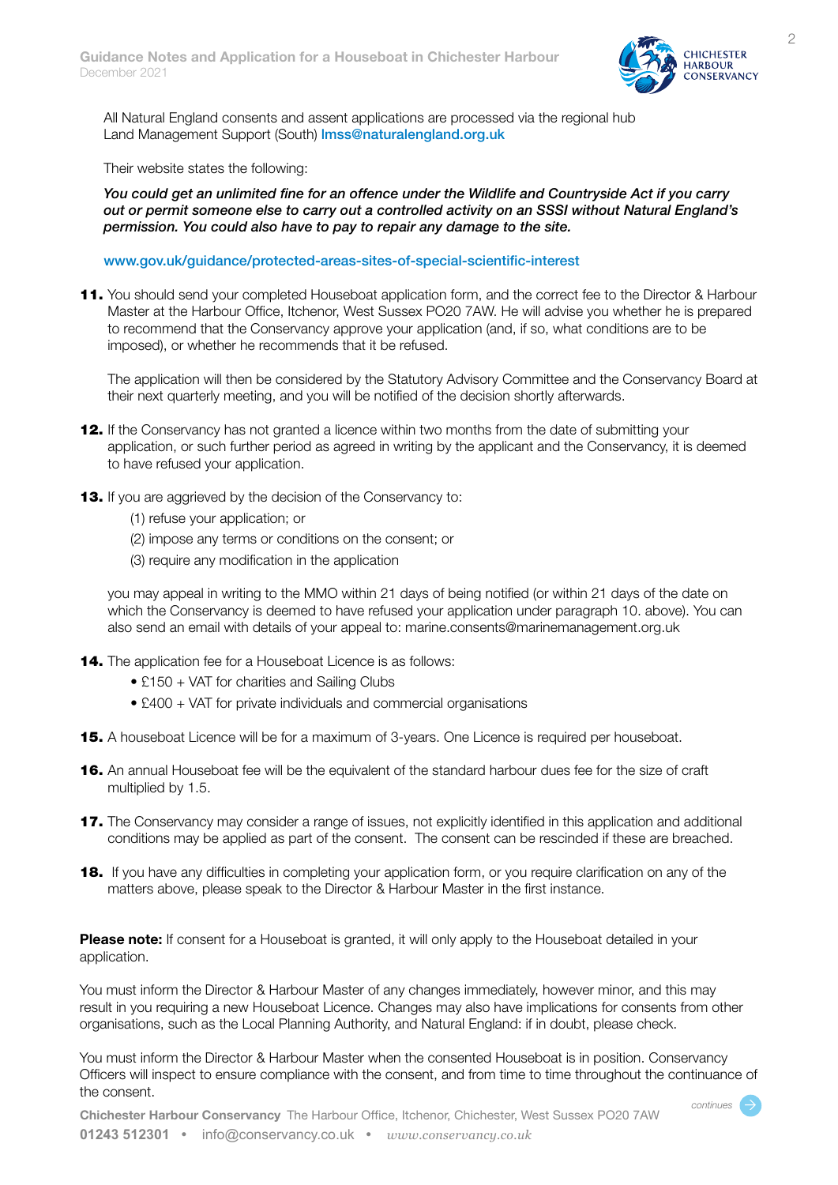All Natural England consents and assent applications are processed via the regional hub Land Management Support (South) lmss@naturalengland.org.uk

Their website states the following:

***You could get an unlimited fine for an offence under the Wildlife and Countryside Act if you carry out or permit someone else to carry out a controlled activity on an SSSI without Natural England's permission. You could also have to pay to repair any damage to the site.***

www.gov.uk/guidance/protected-areas-sites-of-special-scientific-interest

**11.** You should send your completed Houseboat application form, and the correct fee to the Director & Harbour Master at the Harbour Office, Itchenor, West Sussex PO20 7AW. He will advise you whether he is prepared to recommend that the Conservancy approve your application (and, if so, what conditions are to be imposed), or whether he recommends that it be refused.

The application will then be considered by the Statutory Advisory Committee and the Conservancy Board at their next quarterly meeting, and you will be notified of the decision shortly afterwards.

**12.** If the Conservancy has not granted a licence within two months from the date of submitting your application, or such further period as agreed in writing by the applicant and the Conservancy, it is deemed to have refused your application.

**13.** If you are aggrieved by the decision of the Conservancy to:

(1) refuse your application; or

(2) impose any terms or conditions on the consent; or

(3) require any modification in the application

you may appeal in writing to the MMO within 21 days of being notified (or within 21 days of the date on which the Conservancy is deemed to have refused your application under paragraph 10. above). You can also send an email with details of your appeal to: marine.consents@marinemanagement.org.uk

**14.** The application fee for a Houseboat Licence is as follows:

- £150 + VAT for charities and Sailing Clubs
- £400 + VAT for private individuals and commercial organisations

**15.** A houseboat Licence will be for a maximum of 3-years. One Licence is required per houseboat.

**16.** An annual Houseboat fee will be the equivalent of the standard harbour dues fee for the size of craft multiplied by 1.5.

**17.** The Conservancy may consider a range of issues, not explicitly identified in this application and additional conditions may be applied as part of the consent. The consent can be rescinded if these are breached.

**18.** If you have any difficulties in completing your application form, or you require clarification on any of the matters above, please speak to the Director & Harbour Master in the first instance.

**Please note:** If consent for a Houseboat is granted, it will only apply to the Houseboat detailed in your application.

You must inform the Director & Harbour Master of any changes immediately, however minor, and this may result in you requiring a new Houseboat Licence. Changes may also have implications for consents from other organisations, such as the Local Planning Authority, and Natural England: if in doubt, please check.

You must inform the Director & Harbour Master when the consented Houseboat is in position. Conservancy Officers will inspect to ensure compliance with the consent, and from time to time throughout the continuance of the consent.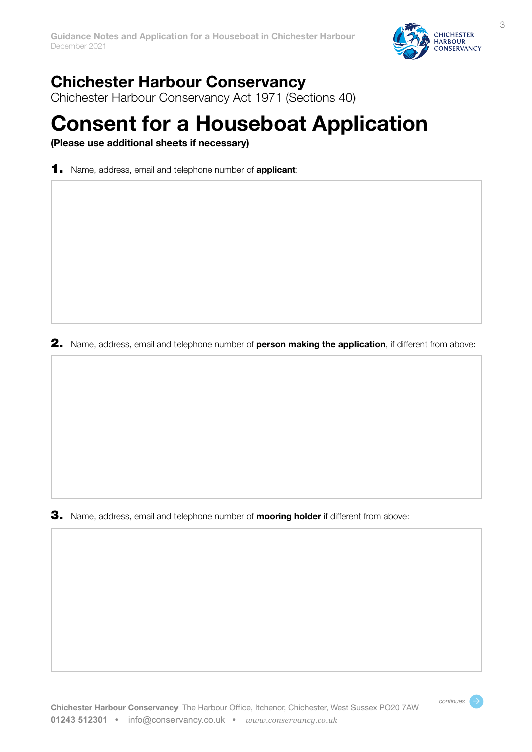# Chichester Harbour Conservancy

Chichester Harbour Conservancy Act 1971 (Sections 40)

# Consent for a Houseboat Application

**(Please use additional sheets if necessary)**

**1.** Name, address, email and telephone number of **applicant**:

**2.** Name, address, email and telephone number of **person making the application**, if different from above:

**3.** Name, address, email and telephone number of **mooring holder** if different from above:

*continues*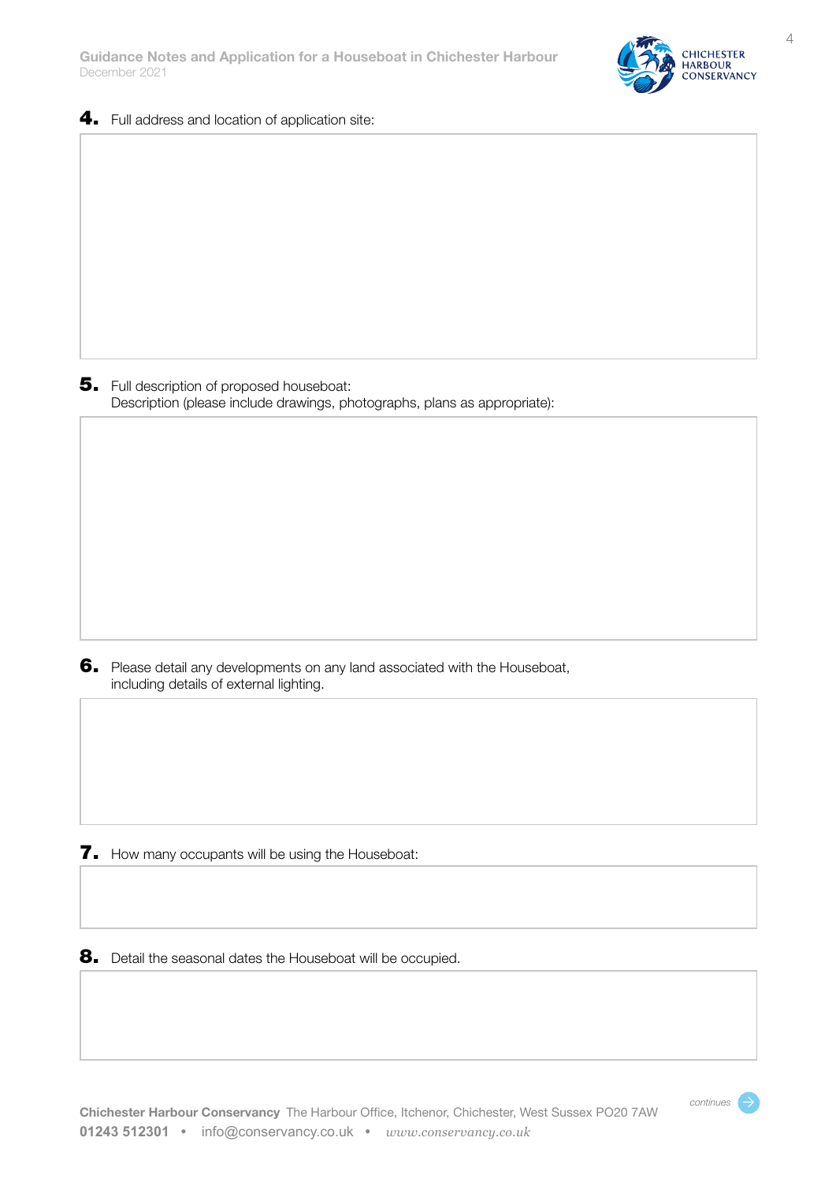**4.** Full address and location of application site:

**5.** Full description of proposed houseboat:
Description (please include drawings, photographs, plans as appropriate):

**6.** Please detail any developments on any land associated with the Houseboat, including details of external lighting.

**7.** How many occupants will be using the Houseboat:

**8.** Detail the seasonal dates the Houseboat will be occupied.

*continues*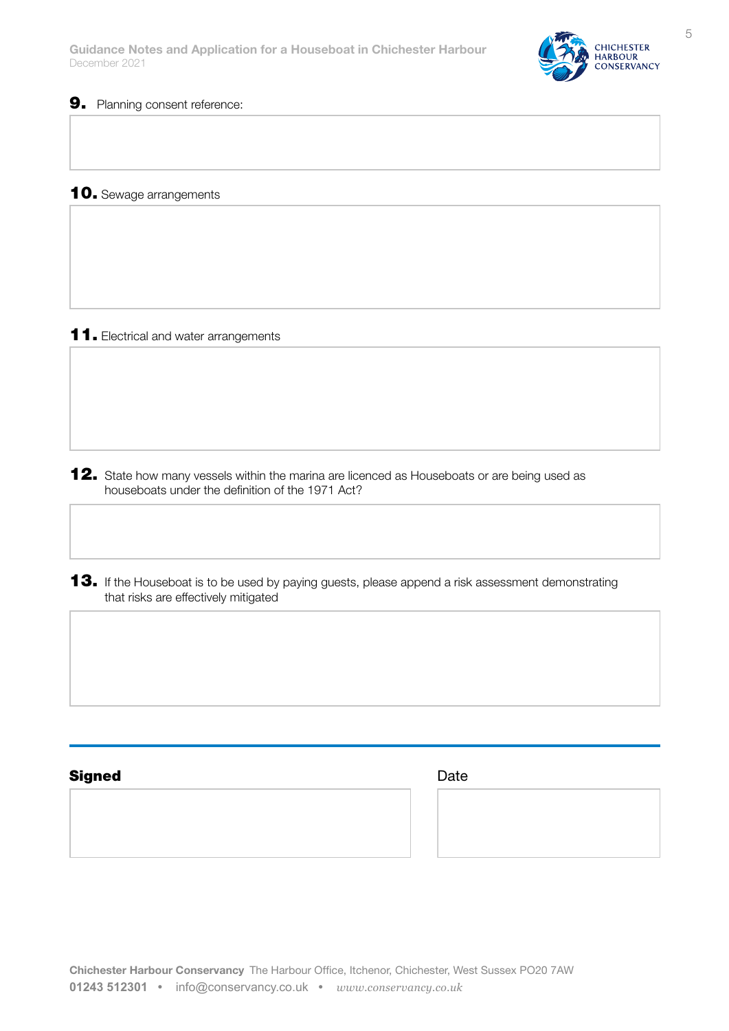**9.** Planning consent reference:

**10.** Sewage arrangements

**11.** Electrical and water arrangements

**12.** State how many vessels within the marina are licenced as Houseboats or are being used as houseboats under the definition of the 1971 Act?

**13.** If the Houseboat is to be used by paying guests, please append a risk assessment demonstrating that risks are effectively mitigated

**Signed**

Date

**Chichester Harbour Conservancy** The Harbour Office, Itchenor, Chichester, West Sussex PO20 7AW
**01243 512301** • info@conservancy.co.uk • *www.conservancy.co.uk*